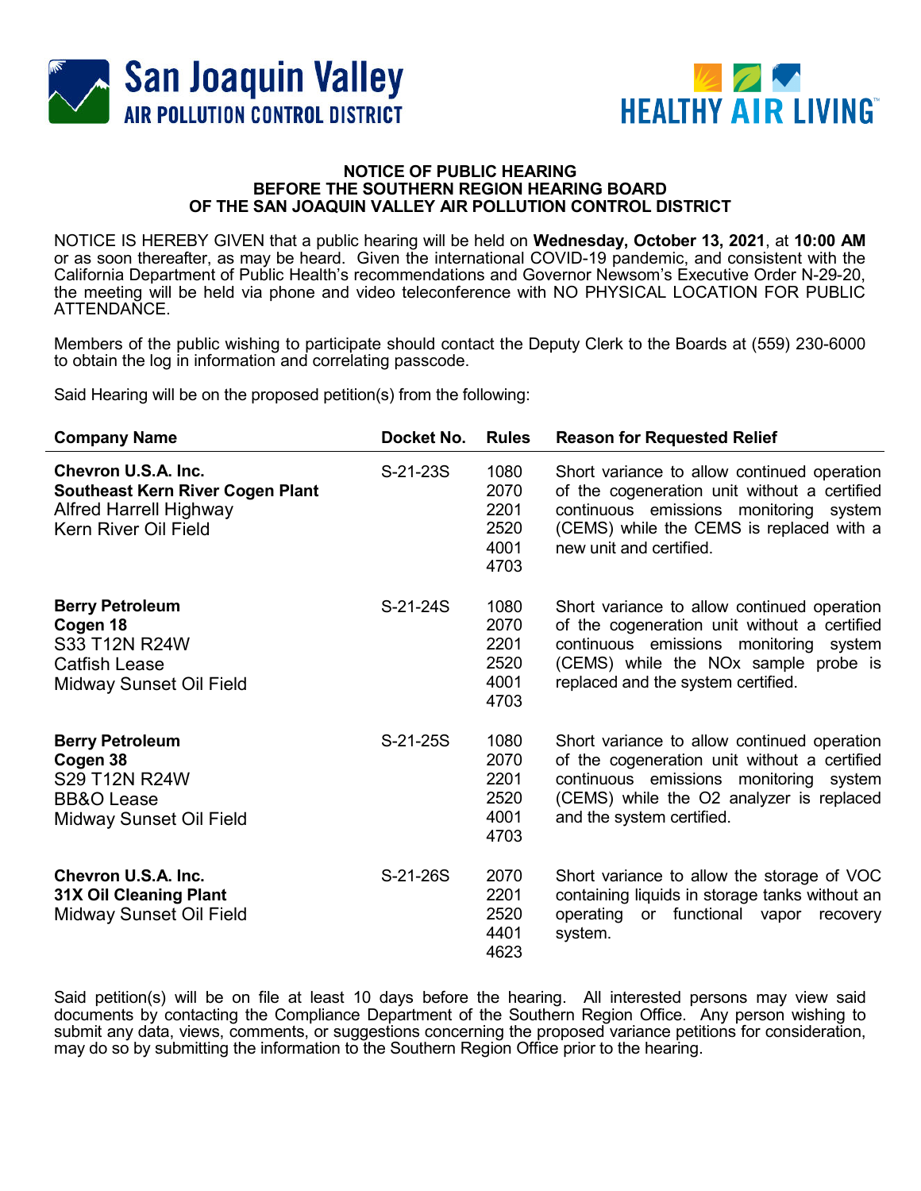San Joaquin Valley
AIR POLLUTION CONTROL DISTRICT

HEALTHY AIR LIVING™

# NOTICE OF PUBLIC HEARING BEFORE THE SOUTHERN REGION HEARING BOARD OF THE SAN JOAQUIN VALLEY AIR POLLUTION CONTROL DISTRICT

NOTICE IS HEREBY GIVEN that a public hearing will be held on **Wednesday, October 13, 2021**, at **10:00 AM** or as soon thereafter, as may be heard. Given the international COVID-19 pandemic, and consistent with the California Department of Public Health's recommendations and Governor Newsom's Executive Order N-29-20, the meeting will be held via phone and video teleconference with NO PHYSICAL LOCATION FOR PUBLIC ATTENDANCE.

Members of the public wishing to participate should contact the Deputy Clerk to the Boards at (559) 230-6000 to obtain the log in information and correlating passcode.

Said Hearing will be on the proposed petition(s) from the following:

| Company Name | Docket No. | Rules | Reason for Requested Relief |
|---|---|---|---|
| **Chevron U.S.A. Inc.**<br>**Southeast Kern River Cogen Plant**<br>Alfred Harrell Highway<br>Kern River Oil Field | S-21-23S | 1080<br>2070<br>2201<br>2520<br>4001<br>4703 | Short variance to allow continued operation of the cogeneration unit without a certified continuous emissions monitoring system (CEMS) while the CEMS is replaced with a new unit and certified. |
| **Berry Petroleum**<br>**Cogen 18**<br>S33 T12N R24W<br>Catfish Lease<br>Midway Sunset Oil Field | S-21-24S | 1080<br>2070<br>2201<br>2520<br>4001<br>4703 | Short variance to allow continued operation of the cogeneration unit without a certified continuous emissions monitoring system (CEMS) while the NOx sample probe is replaced and the system certified. |
| **Berry Petroleum**<br>**Cogen 38**<br>S29 T12N R24W<br>BB&O Lease<br>Midway Sunset Oil Field | S-21-25S | 1080<br>2070<br>2201<br>2520<br>4001<br>4703 | Short variance to allow continued operation of the cogeneration unit without a certified continuous emissions monitoring system (CEMS) while the O2 analyzer is replaced and the system certified. |
| **Chevron U.S.A. Inc.**<br>**31X Oil Cleaning Plant**<br>Midway Sunset Oil Field | S-21-26S | 2070<br>2201<br>2520<br>4401<br>4623 | Short variance to allow the storage of VOC containing liquids in storage tanks without an operating or functional vapor recovery system. |

Said petition(s) will be on file at least 10 days before the hearing. All interested persons may view said documents by contacting the Compliance Department of the Southern Region Office. Any person wishing to submit any data, views, comments, or suggestions concerning the proposed variance petitions for consideration, may do so by submitting the information to the Southern Region Office prior to the hearing.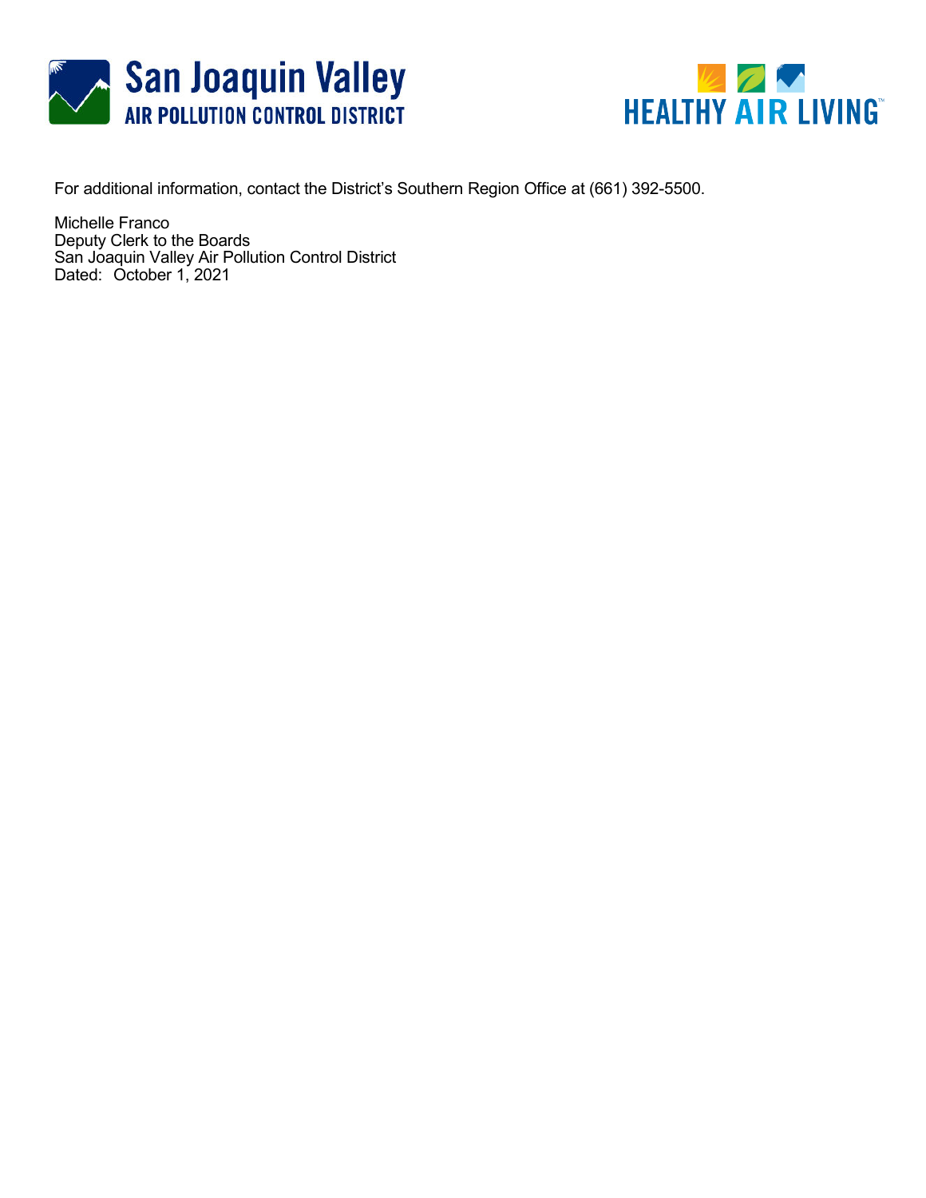For additional information, contact the District's Southern Region Office at (661) 392-5500.

Michelle Franco
Deputy Clerk to the Boards
San Joaquin Valley Air Pollution Control District
Dated: October 1, 2021